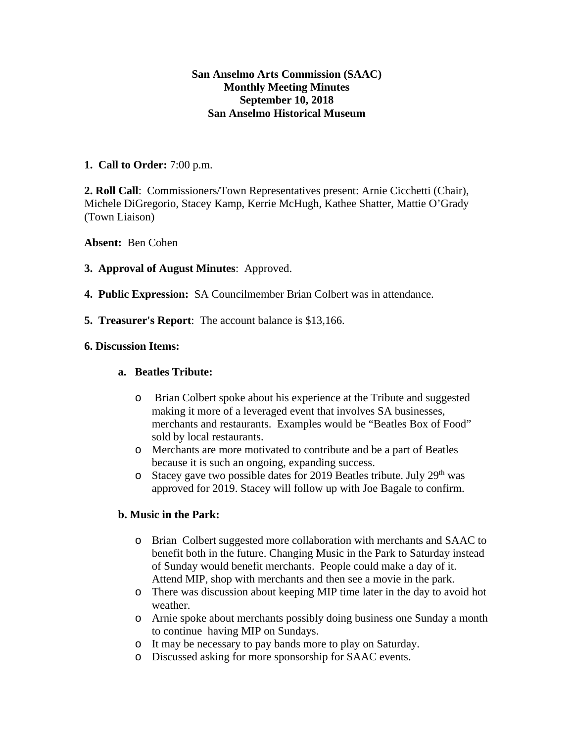**San Anselmo Arts Commission (SAAC)**
**Monthly Meeting Minutes**
**September 10, 2018**
**San Anselmo Historical Museum**

**1. Call to Order:** 7:00 p.m.

**2. Roll Call**: Commissioners/Town Representatives present: Arnie Cicchetti (Chair), Michele DiGregorio, Stacey Kamp, Kerrie McHugh, Kathee Shatter, Mattie O'Grady (Town Liaison)

**Absent:** Ben Cohen

**3. Approval of August Minutes**: Approved.

**4. Public Expression:** SA Councilmember Brian Colbert was in attendance.

**5. Treasurer's Report**: The account balance is $13,166.

**6. Discussion Items:**

**a. Beatles Tribute:**

- Brian Colbert spoke about his experience at the Tribute and suggested making it more of a leveraged event that involves SA businesses, merchants and restaurants. Examples would be "Beatles Box of Food" sold by local restaurants.
- Merchants are more motivated to contribute and be a part of Beatles because it is such an ongoing, expanding success.
- Stacey gave two possible dates for 2019 Beatles tribute. July 29th was approved for 2019. Stacey will follow up with Joe Bagale to confirm.

**b. Music in the Park:**

- Brian Colbert suggested more collaboration with merchants and SAAC to benefit both in the future. Changing Music in the Park to Saturday instead of Sunday would benefit merchants. People could make a day of it. Attend MIP, shop with merchants and then see a movie in the park.
- There was discussion about keeping MIP time later in the day to avoid hot weather.
- Arnie spoke about merchants possibly doing business one Sunday a month to continue having MIP on Sundays.
- It may be necessary to pay bands more to play on Saturday.
- Discussed asking for more sponsorship for SAAC events.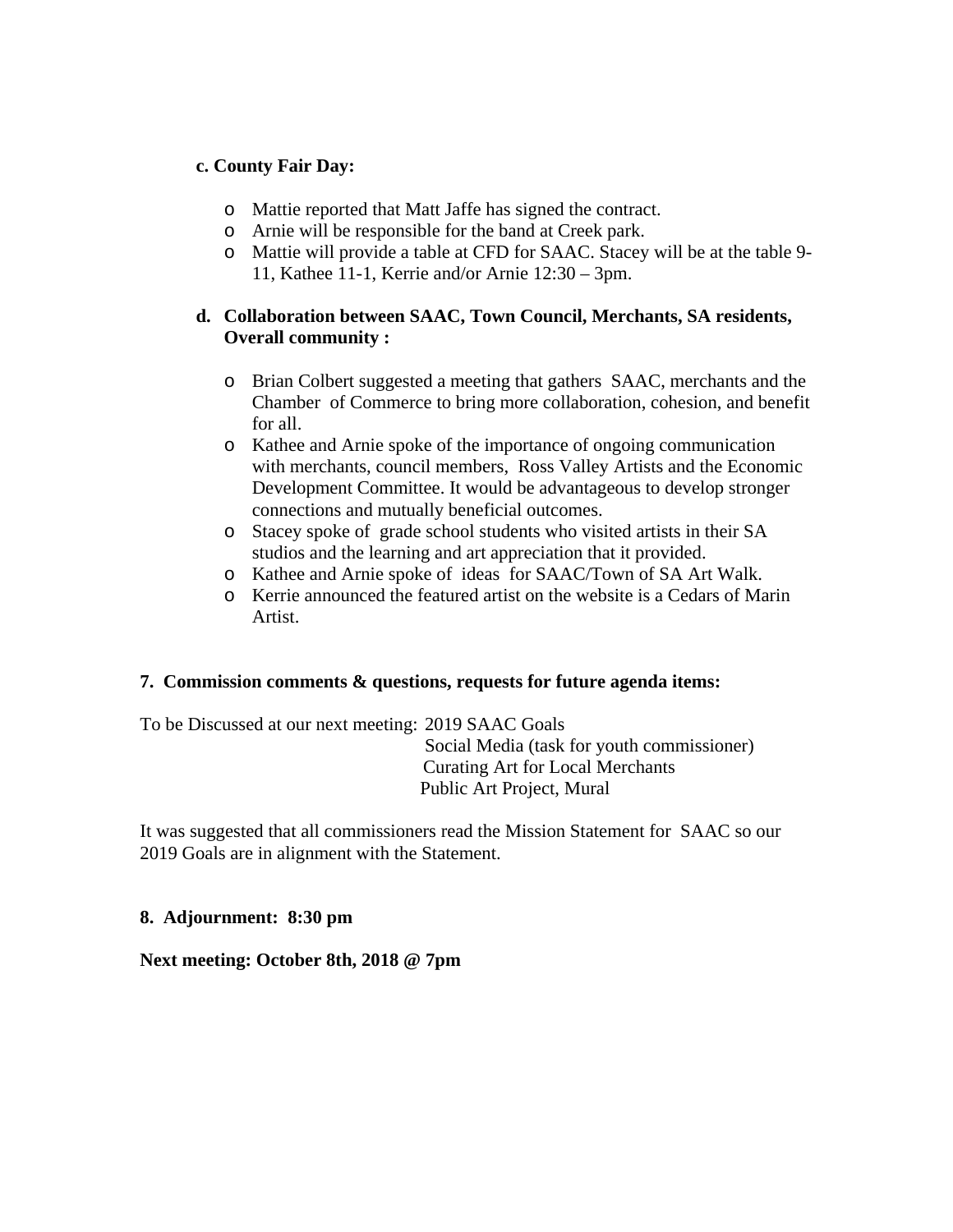**c. County Fair Day:**

- Mattie reported that Matt Jaffe has signed the contract.
- Arnie will be responsible for the band at Creek park.
- Mattie will provide a table at CFD for SAAC. Stacey will be at the table 9-11, Kathee 11-1, Kerrie and/or Arnie 12:30 – 3pm.

**d. Collaboration between SAAC, Town Council, Merchants, SA residents, Overall community :**

- Brian Colbert suggested a meeting that gathers SAAC, merchants and the Chamber of Commerce to bring more collaboration, cohesion, and benefit for all.
- Kathee and Arnie spoke of the importance of ongoing communication with merchants, council members, Ross Valley Artists and the Economic Development Committee. It would be advantageous to develop stronger connections and mutually beneficial outcomes.
- Stacey spoke of grade school students who visited artists in their SA studios and the learning and art appreciation that it provided.
- Kathee and Arnie spoke of ideas for SAAC/Town of SA Art Walk.
- Kerrie announced the featured artist on the website is a Cedars of Marin Artist.

**7. Commission comments & questions, requests for future agenda items:**

To be Discussed at our next meeting: 2019 SAAC Goals
Social Media (task for youth commissioner)
Curating Art for Local Merchants
Public Art Project, Mural

It was suggested that all commissioners read the Mission Statement for SAAC so our 2019 Goals are in alignment with the Statement.

**8. Adjournment: 8:30 pm**

**Next meeting: October 8th, 2018 @ 7pm**